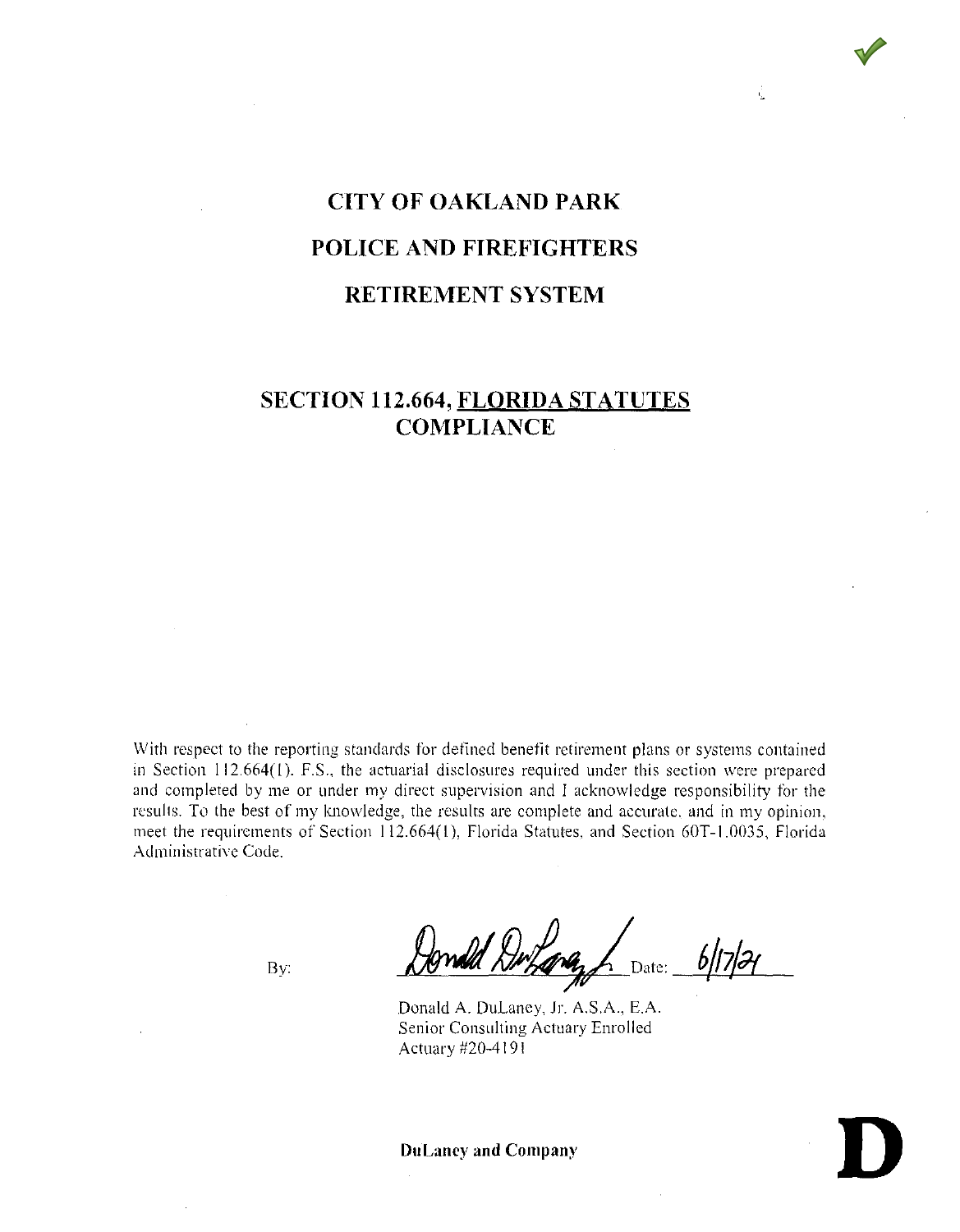# CITY OF OAKLAND PARK

# POLICE AND FIREFIGHTERS

# RETIREMENT SYSTEM

## SECTION 112.664, FLORIDA STATUTES COMPLIANCE

With respect to the reporting standards for defined benefit retirement plans or systems contained in Section 112.664(1). F.S., the actuarial disclosures required under this section were prepared and completed by me or under my direct supervision and I acknowledge responsibility for the results. To the best of my knowledge, the results are complete and accurate. and in my opinion, meet the requirements of Section 112.664(1), Florida Statutes, and Section 60T-1.0035, Florida Administrative Code.

By: Donald DuLaney Jr. Date: 6/17/21

Donald A. DuLaney, Jr. A.S.A., E.A.
Senior Consulting Actuary Enrolled
Actuary #20-4191

**DuLaney and Company**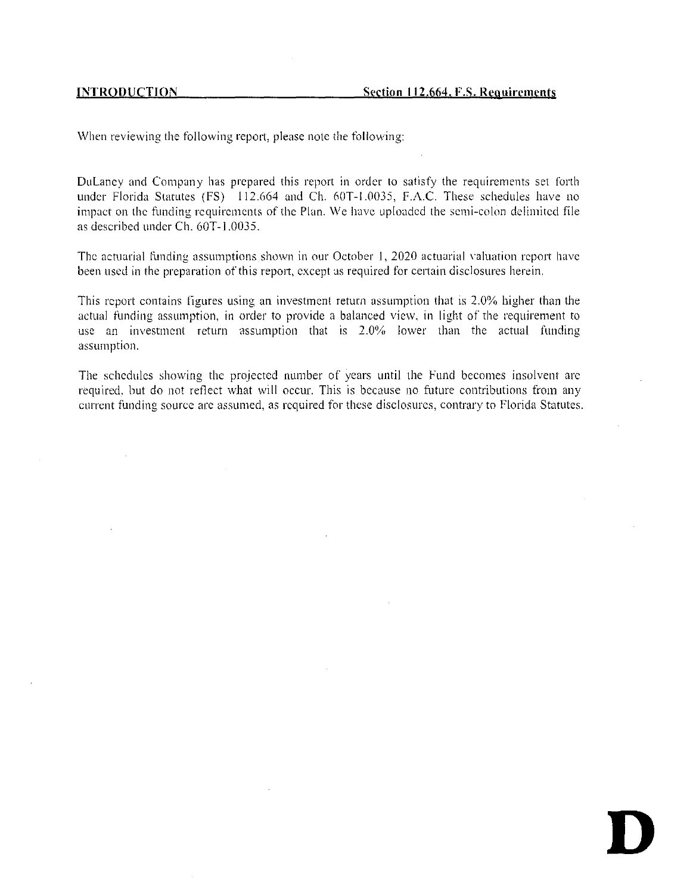**INTRODUCTION** **Section 112.664, F.S. Requirements**

When reviewing the following report, please note the following:

DuLaney and Company has prepared this report in order to satisfy the requirements set forth under Florida Statutes (FS) 112.664 and Ch. 60T-1.0035, F.A.C. These schedules have no impact on the funding requirements of the Plan. We have uploaded the semi-colon delimited file as described under Ch. 60T-1.0035.

The actuarial funding assumptions shown in our October 1, 2020 actuarial valuation report have been used in the preparation of this report, except as required for certain disclosures herein.

This report contains figures using an investment return assumption that is 2.0% higher than the actual funding assumption, in order to provide a balanced view, in light of the requirement to use an investment return assumption that is 2.0% lower than the actual funding assumption.

The schedules showing the projected number of years until the Fund becomes insolvent are required, but do not reflect what will occur. This is because no future contributions from any current funding source are assumed, as required for these disclosures, contrary to Florida Statutes.

**D**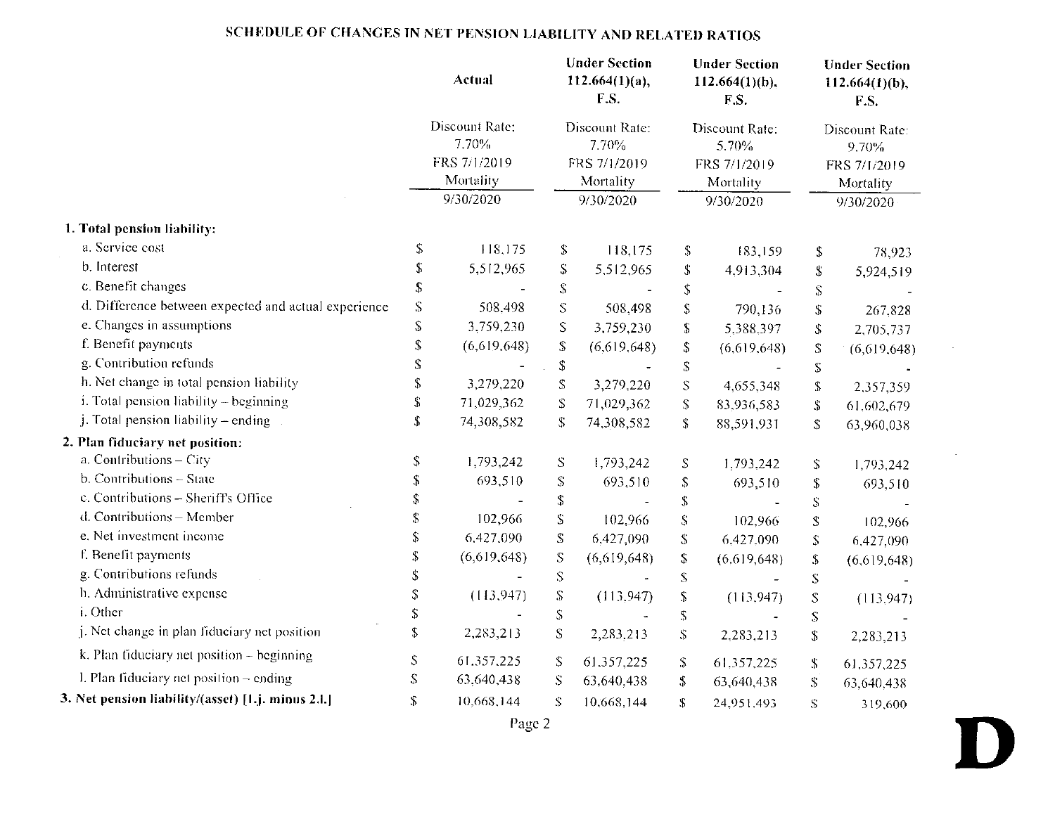# SCHEDULE OF CHANGES IN NET PENSION LIABILITY AND RELATED RATIOS

| | Actual | Under Section 112.664(1)(a), F.S. | Under Section 112.664(1)(b), F.S. | Under Section 112.664(1)(b), F.S. |
|---|---|---|---|---|
| | Discount Rate: 7.70% FRS 7/1/2019 Mortality | Discount Rate: 7.70% FRS 7/1/2019 Mortality | Discount Rate: 5.70% FRS 7/1/2019 Mortality | Discount Rate: 9.70% FRS 7/1/2019 Mortality |
| | 9/30/2020 | 9/30/2020 | 9/30/2020 | 9/30/2020 |
| **1. Total pension liability:** | | | | |
| a. Service cost | $ 118,175 | $ 118,175 | $ 183,159 | $ 78,923 |
| b. Interest | $ 5,512,965 | $ 5,512,965 | $ 4,913,304 | $ 5,924,519 |
| c. Benefit changes | $ - | $ - | $ - | $ - |
| d. Difference between expected and actual experience | $ 508,498 | $ 508,498 | $ 790,136 | $ 267,828 |
| e. Changes in assumptions | $ 3,759,230 | $ 3,759,230 | $ 5,388,397 | $ 2,705,737 |
| f. Benefit payments | $ (6,619,648) | $ (6,619,648) | $ (6,619,648) | $ (6,619,648) |
| g. Contribution refunds | $ - | $ - | $ - | $ - |
| h. Net change in total pension liability | $ 3,279,220 | $ 3,279,220 | $ 4,655,348 | $ 2,357,359 |
| i. Total pension liability – beginning | $ 71,029,362 | $ 71,029,362 | $ 83,936,583 | $ 61,602,679 |
| j. Total pension liability – ending | $ 74,308,582 | $ 74,308,582 | $ 88,591,931 | $ 63,960,038 |
| **2. Plan fiduciary net position:** | | | | |
| a. Contributions – City | $ 1,793,242 | $ 1,793,242 | $ 1,793,242 | $ 1,793,242 |
| b. Contributions – State | $ 693,510 | $ 693,510 | $ 693,510 | $ 693,510 |
| c. Contributions – Sheriff's Office | $ - | $ - | $ - | $ - |
| d. Contributions – Member | $ 102,966 | $ 102,966 | $ 102,966 | $ 102,966 |
| e. Net investment income | $ 6,427,090 | $ 6,427,090 | $ 6,427,090 | $ 6,427,090 |
| f. Benefit payments | $ (6,619,648) | $ (6,619,648) | $ (6,619,648) | $ (6,619,648) |
| g. Contributions refunds | $ - | $ - | $ - | $ - |
| h. Administrative expense | $ (113,947) | $ (113,947) | $ (113,947) | $ (113,947) |
| i. Other | $ - | $ - | $ - | $ - |
| j. Net change in plan fiduciary net position | $ 2,283,213 | $ 2,283,213 | $ 2,283,213 | $ 2,283,213 |
| k. Plan fiduciary net position – beginning | $ 61,357,225 | $ 61,357,225 | $ 61,357,225 | $ 61,357,225 |
| l. Plan fiduciary net position – ending | $ 63,640,438 | $ 63,640,438 | $ 63,640,438 | $ 63,640,438 |
| **3. Net pension liability/(asset) [1.j. minus 2.l.]** | $ 10,668,144 | $ 10,668,144 | $ 24,951,493 | $ 319,600 |

D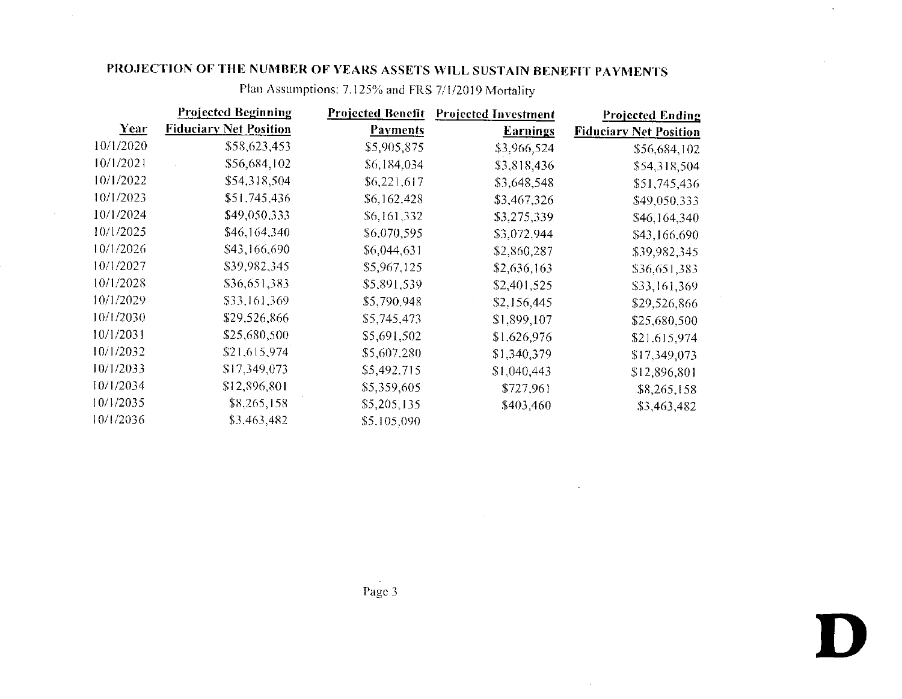## PROJECTION OF THE NUMBER OF YEARS ASSETS WILL SUSTAIN BENEFIT PAYMENTS

Plan Assumptions: 7.125% and FRS 7/1/2019 Mortality

| Year | Projected Beginning Fiduciary Net Position | Projected Benefit Payments | Projected Investment Earnings | Projected Ending Fiduciary Net Position |
|---|---|---|---|---|
| 10/1/2020 | $58,623,453 | $5,905,875 | $3,966,524 | $56,684,102 |
| 10/1/2021 | $56,684,102 | $6,184,034 | $3,818,436 | $54,318,504 |
| 10/1/2022 | $54,318,504 | $6,221,617 | $3,648,548 | $51,745,436 |
| 10/1/2023 | $51,745,436 | $6,162,428 | $3,467,326 | $49,050,333 |
| 10/1/2024 | $49,050,333 | $6,161,332 | $3,275,339 | $46,164,340 |
| 10/1/2025 | $46,164,340 | $6,070,595 | $3,072,944 | $43,166,690 |
| 10/1/2026 | $43,166,690 | $6,044,631 | $2,860,287 | $39,982,345 |
| 10/1/2027 | $39,982,345 | $5,967,125 | $2,636,163 | $36,651,383 |
| 10/1/2028 | $36,651,383 | $5,891,539 | $2,401,525 | $33,161,369 |
| 10/1/2029 | $33,161,369 | $5,790,948 | $2,156,445 | $29,526,866 |
| 10/1/2030 | $29,526,866 | $5,745,473 | $1,899,107 | $25,680,500 |
| 10/1/2031 | $25,680,500 | $5,691,502 | $1,626,976 | $21,615,974 |
| 10/1/2032 | $21,615,974 | $5,607,280 | $1,340,379 | $17,349,073 |
| 10/1/2033 | $17,349,073 | $5,492,715 | $1,040,443 | $12,896,801 |
| 10/1/2034 | $12,896,801 | $5,359,605 | $727,961 | $8,265,158 |
| 10/1/2035 | $8,265,158 | $5,205,135 | $403,460 | $3,463,482 |
| 10/1/2036 | $3,463,482 | $5,105,090 | | |

D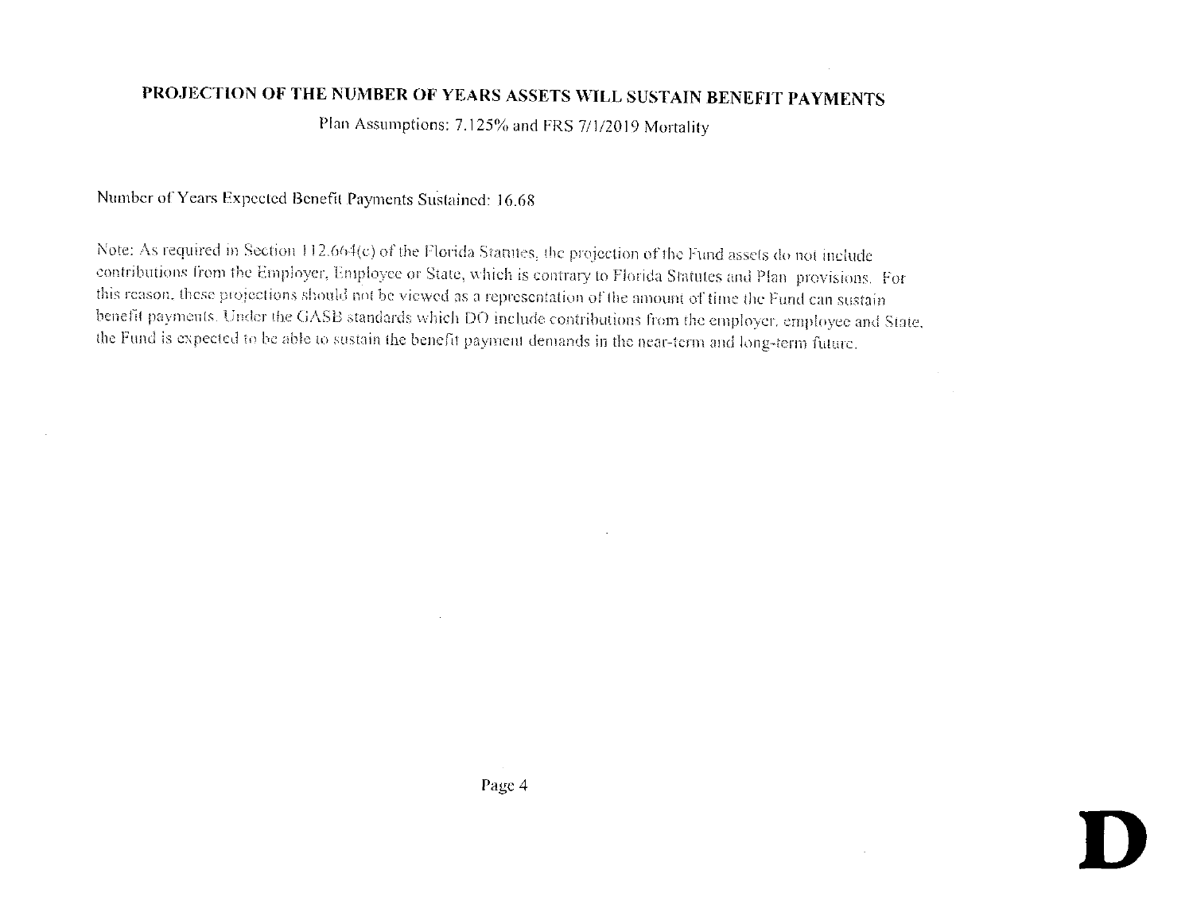# PROJECTION OF THE NUMBER OF YEARS ASSETS WILL SUSTAIN BENEFIT PAYMENTS

Plan Assumptions: 7.125% and FRS 7/1/2019 Mortality

Number of Years Expected Benefit Payments Sustained: 16.68

Note: As required in Section 112.664(c) of the Florida Statutes, the projection of the Fund assets do not include contributions from the Employer, Employee or State, which is contrary to Florida Statutes and Plan provisions. For this reason, these projections should not be viewed as a representation of the amount of time the Fund can sustain benefit payments. Under the GASB standards which DO include contributions from the employer, employee and State, the Fund is expected to be able to sustain the benefit payment demands in the near-term and long-term future.

**D**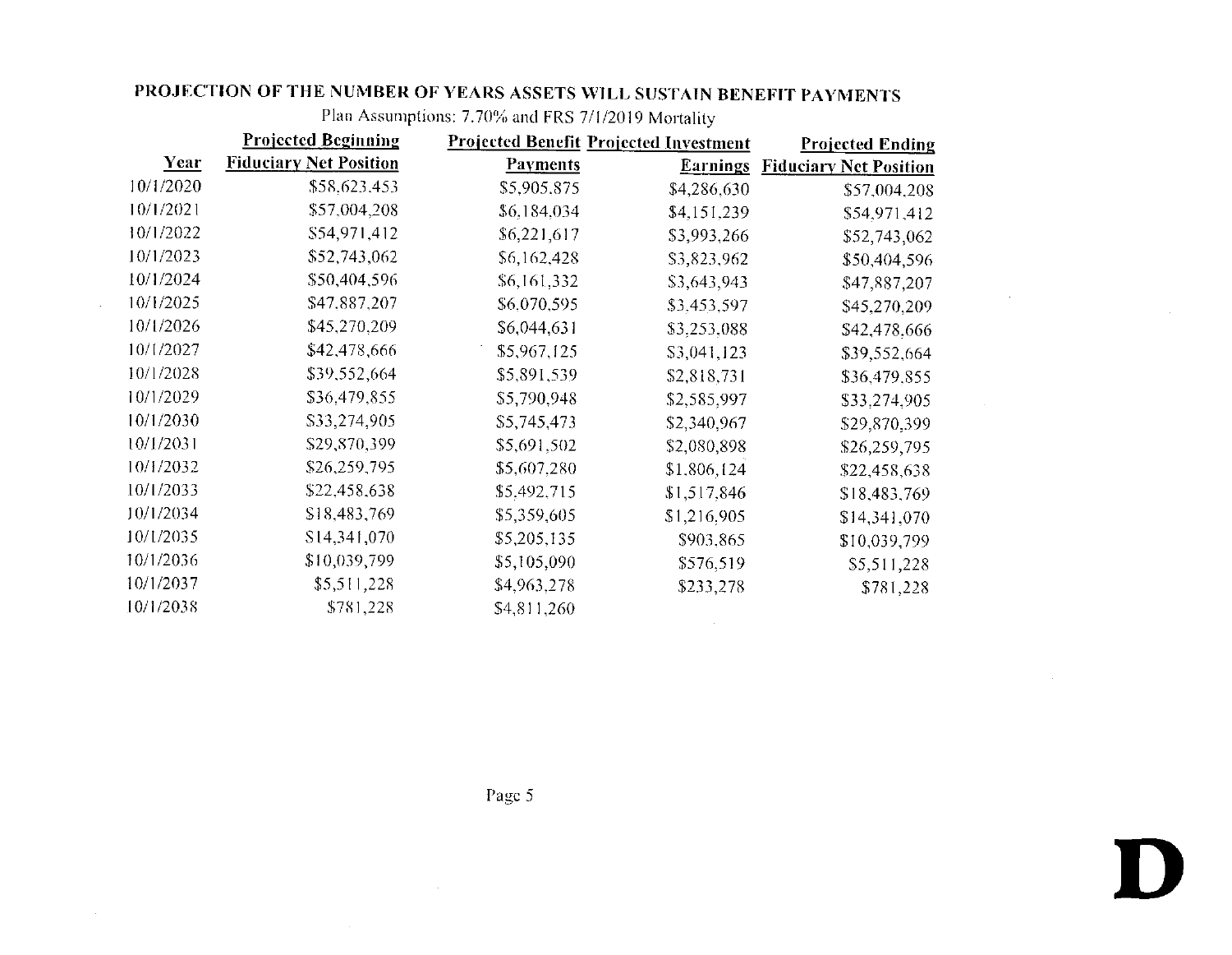## PROJECTION OF THE NUMBER OF YEARS ASSETS WILL SUSTAIN BENEFIT PAYMENTS

Plan Assumptions: 7.70% and FRS 7/1/2019 Mortality

| Year | Projected Beginning Fiduciary Net Position | Projected Benefit Payments | Projected Investment Earnings | Projected Ending Fiduciary Net Position |
|---|---|---|---|---|
| 10/1/2020 | $58,623,453 | $5,905,875 | $4,286,630 | $57,004,208 |
| 10/1/2021 | $57,004,208 | $6,184,034 | $4,151,239 | $54,971,412 |
| 10/1/2022 | $54,971,412 | $6,221,617 | $3,993,266 | $52,743,062 |
| 10/1/2023 | $52,743,062 | $6,162,428 | $3,823,962 | $50,404,596 |
| 10/1/2024 | $50,404,596 | $6,161,332 | $3,643,943 | $47,887,207 |
| 10/1/2025 | $47,887,207 | $6,070,595 | $3,453,597 | $45,270,209 |
| 10/1/2026 | $45,270,209 | $6,044,631 | $3,253,088 | $42,478,666 |
| 10/1/2027 | $42,478,666 | $5,967,125 | $3,041,123 | $39,552,664 |
| 10/1/2028 | $39,552,664 | $5,891,539 | $2,818,731 | $36,479,855 |
| 10/1/2029 | $36,479,855 | $5,790,948 | $2,585,997 | $33,274,905 |
| 10/1/2030 | $33,274,905 | $5,745,473 | $2,340,967 | $29,870,399 |
| 10/1/2031 | $29,870,399 | $5,691,502 | $2,080,898 | $26,259,795 |
| 10/1/2032 | $26,259,795 | $5,607,280 | $1,806,124 | $22,458,638 |
| 10/1/2033 | $22,458,638 | $5,492,715 | $1,517,846 | $18,483,769 |
| 10/1/2034 | $18,483,769 | $5,359,605 | $1,216,905 | $14,341,070 |
| 10/1/2035 | $14,341,070 | $5,205,135 | $903,865 | $10,039,799 |
| 10/1/2036 | $10,039,799 | $5,105,090 | $576,519 | $5,511,228 |
| 10/1/2037 | $5,511,228 | $4,963,278 | $233,278 | $781,228 |
| 10/1/2038 | $781,228 | $4,811,260 | | |

**D**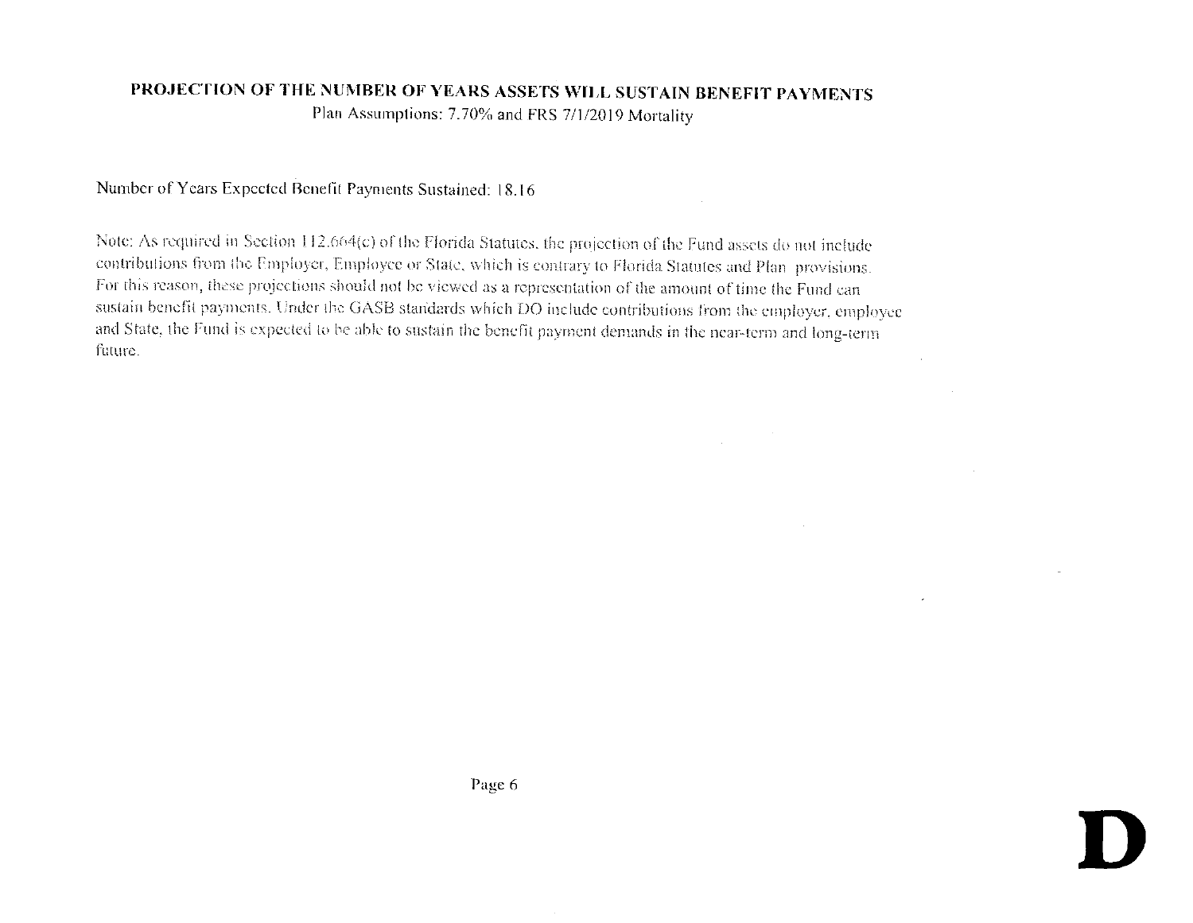## PROJECTION OF THE NUMBER OF YEARS ASSETS WILL SUSTAIN BENEFIT PAYMENTS

Plan Assumptions: 7.70% and FRS 7/1/2019 Mortality

Number of Years Expected Benefit Payments Sustained: 18.16

Note: As required in Section 112.664(c) of the Florida Statutes, the projection of the Fund assets do not include contributions from the Employer, Employee or State, which is contrary to Florida Statutes and Plan provisions. For this reason, these projections should not be viewed as a representation of the amount of time the Fund can sustain benefit payments. Under the GASB standards which DO include contributions from the employer, employee and State, the Fund is expected to be able to sustain the benefit payment demands in the near-term and long-term future.

**D**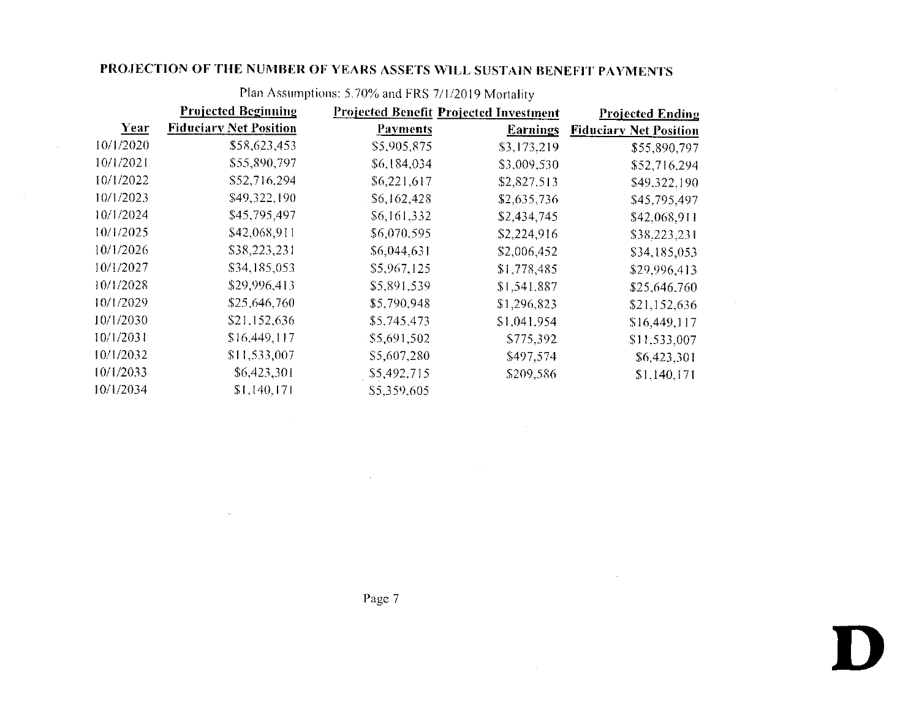## PROJECTION OF THE NUMBER OF YEARS ASSETS WILL SUSTAIN BENEFIT PAYMENTS

Plan Assumptions: 5.70% and FRS 7/1/2019 Mortality

| Year | Projected Beginning Fiduciary Net Position | Projected Benefit Payments | Projected Investment Earnings | Projected Ending Fiduciary Net Position |
|---|---|---|---|---|
| 10/1/2020 | $58,623,453 | $5,905,875 | $3,173,219 | $55,890,797 |
| 10/1/2021 | $55,890,797 | $6,184,034 | $3,009,530 | $52,716,294 |
| 10/1/2022 | $52,716,294 | $6,221,617 | $2,827,513 | $49,322,190 |
| 10/1/2023 | $49,322,190 | $6,162,428 | $2,635,736 | $45,795,497 |
| 10/1/2024 | $45,795,497 | $6,161,332 | $2,434,745 | $42,068,911 |
| 10/1/2025 | $42,068,911 | $6,070,595 | $2,224,916 | $38,223,231 |
| 10/1/2026 | $38,223,231 | $6,044,631 | $2,006,452 | $34,185,053 |
| 10/1/2027 | $34,185,053 | $5,967,125 | $1,778,485 | $29,996,413 |
| 10/1/2028 | $29,996,413 | $5,891,539 | $1,541,887 | $25,646,760 |
| 10/1/2029 | $25,646,760 | $5,790,948 | $1,296,823 | $21,152,636 |
| 10/1/2030 | $21,152,636 | $5,745,473 | $1,041,954 | $16,449,117 |
| 10/1/2031 | $16,449,117 | $5,691,502 | $775,392 | $11,533,007 |
| 10/1/2032 | $11,533,007 | $5,607,280 | $497,574 | $6,423,301 |
| 10/1/2033 | $6,423,301 | $5,492,715 | $209,586 | $1,140,171 |
| 10/1/2034 | $1,140,171 | $5,359,605 | | |

**D**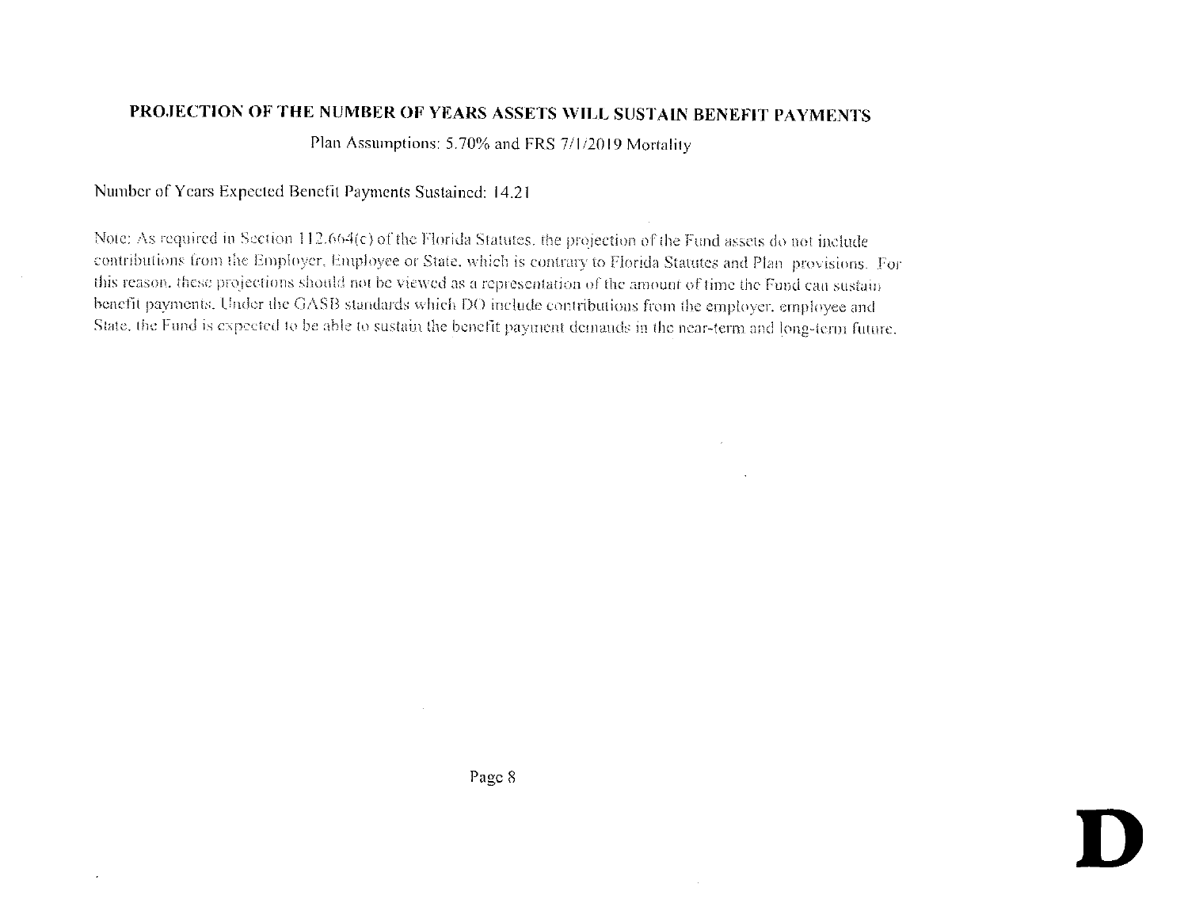## PROJECTION OF THE NUMBER OF YEARS ASSETS WILL SUSTAIN BENEFIT PAYMENTS

Plan Assumptions: 5.70% and FRS 7/1/2019 Mortality

Number of Years Expected Benefit Payments Sustained: 14.21

Note: As required in Section 112.664(c) of the Florida Statutes, the projection of the Fund assets do not include contributions from the Employer, Employee or State, which is contrary to Florida Statutes and Plan provisions. For this reason, these projections should not be viewed as a representation of the amount of time the Fund can sustain benefit payments. Under the GASB standards which DO include contributions from the employer, employee and State, the Fund is expected to be able to sustain the benefit payment demands in the near-term and long-term future.

D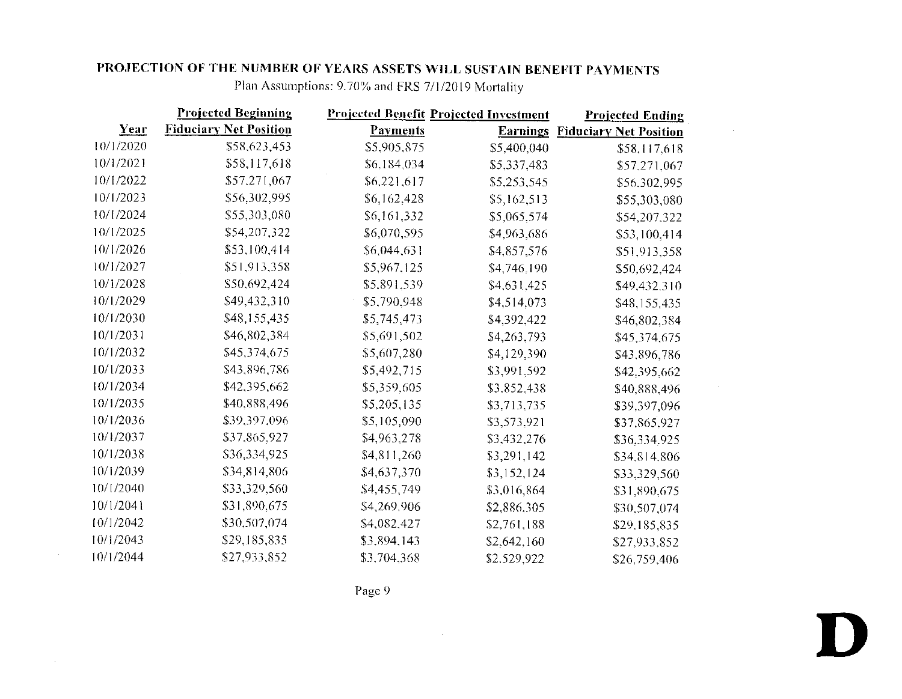## PROJECTION OF THE NUMBER OF YEARS ASSETS WILL SUSTAIN BENEFIT PAYMENTS

Plan Assumptions: 9.70% and FRS 7/1/2019 Mortality

| Year | Projected Beginning Fiduciary Net Position | Projected Benefit Payments | Projected Investment Earnings | Projected Ending Fiduciary Net Position |
|---|---|---|---|---|
| 10/1/2020 | $58,623,453 | $5,905,875 | $5,400,040 | $58,117,618 |
| 10/1/2021 | $58,117,618 | $6,184,034 | $5,337,483 | $57,271,067 |
| 10/1/2022 | $57,271,067 | $6,221,617 | $5,253,545 | $56,302,995 |
| 10/1/2023 | $56,302,995 | $6,162,428 | $5,162,513 | $55,303,080 |
| 10/1/2024 | $55,303,080 | $6,161,332 | $5,065,574 | $54,207,322 |
| 10/1/2025 | $54,207,322 | $6,070,595 | $4,963,686 | $53,100,414 |
| 10/1/2026 | $53,100,414 | $6,044,631 | $4,857,576 | $51,913,358 |
| 10/1/2027 | $51,913,358 | $5,967,125 | $4,746,190 | $50,692,424 |
| 10/1/2028 | $50,692,424 | $5,891,539 | $4,631,425 | $49,432,310 |
| 10/1/2029 | $49,432,310 | $5,790,948 | $4,514,073 | $48,155,435 |
| 10/1/2030 | $48,155,435 | $5,745,473 | $4,392,422 | $46,802,384 |
| 10/1/2031 | $46,802,384 | $5,691,502 | $4,263,793 | $45,374,675 |
| 10/1/2032 | $45,374,675 | $5,607,280 | $4,129,390 | $43,896,786 |
| 10/1/2033 | $43,896,786 | $5,492,715 | $3,991,592 | $42,395,662 |
| 10/1/2034 | $42,395,662 | $5,359,605 | $3,852,438 | $40,888,496 |
| 10/1/2035 | $40,888,496 | $5,205,135 | $3,713,735 | $39,397,096 |
| 10/1/2036 | $39,397,096 | $5,105,090 | $3,573,921 | $37,865,927 |
| 10/1/2037 | $37,865,927 | $4,963,278 | $3,432,276 | $36,334,925 |
| 10/1/2038 | $36,334,925 | $4,811,260 | $3,291,142 | $34,814,806 |
| 10/1/2039 | $34,814,806 | $4,637,370 | $3,152,124 | $33,329,560 |
| 10/1/2040 | $33,329,560 | $4,455,749 | $3,016,864 | $31,890,675 |
| 10/1/2041 | $31,890,675 | $4,269,906 | $2,886,305 | $30,507,074 |
| 10/1/2042 | $30,507,074 | $4,082,427 | $2,761,188 | $29,185,835 |
| 10/1/2043 | $29,185,835 | $3,894,143 | $2,642,160 | $27,933,852 |
| 10/1/2044 | $27,933,852 | $3,704,368 | $2,529,922 | $26,759,406 |

D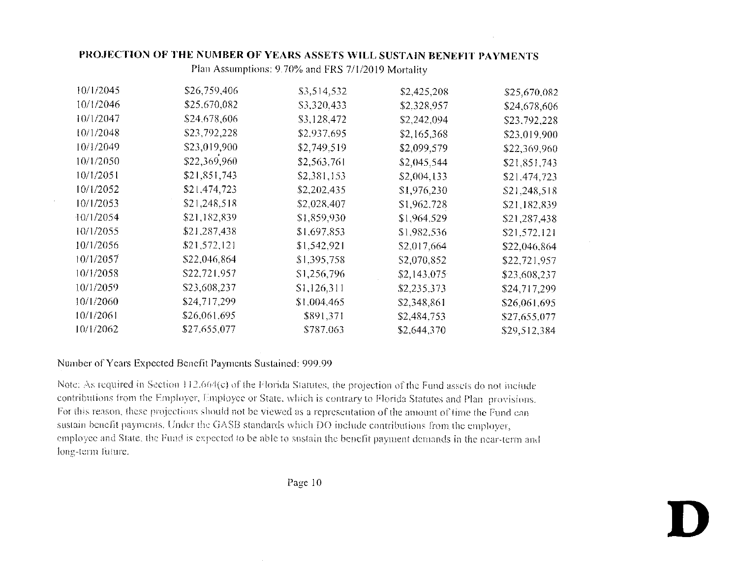## PROJECTION OF THE NUMBER OF YEARS ASSETS WILL SUSTAIN BENEFIT PAYMENTS

Plan Assumptions: 9.70% and FRS 7/1/2019 Mortality

| | | | | |
|---|---|---|---|---|
| 10/1/2045 | $26,759,406 | $3,514,532 | $2,425,208 | $25,670,082 |
| 10/1/2046 | $25,670,082 | $3,320,433 | $2,328,957 | $24,678,606 |
| 10/1/2047 | $24,678,606 | $3,128,472 | $2,242,094 | $23,792,228 |
| 10/1/2048 | $23,792,228 | $2,937,695 | $2,165,368 | $23,019,900 |
| 10/1/2049 | $23,019,900 | $2,749,519 | $2,099,579 | $22,369,960 |
| 10/1/2050 | $22,369,960 | $2,563,761 | $2,045,544 | $21,851,743 |
| 10/1/2051 | $21,851,743 | $2,381,153 | $2,004,133 | $21,474,723 |
| 10/1/2052 | $21,474,723 | $2,202,435 | $1,976,230 | $21,248,518 |
| 10/1/2053 | $21,248,518 | $2,028,407 | $1,962,728 | $21,182,839 |
| 10/1/2054 | $21,182,839 | $1,859,930 | $1,964,529 | $21,287,438 |
| 10/1/2055 | $21,287,438 | $1,697,853 | $1,982,536 | $21,572,121 |
| 10/1/2056 | $21,572,121 | $1,542,921 | $2,017,664 | $22,046,864 |
| 10/1/2057 | $22,046,864 | $1,395,758 | $2,070,852 | $22,721,957 |
| 10/1/2058 | $22,721,957 | $1,256,796 | $2,143,075 | $23,608,237 |
| 10/1/2059 | $23,608,237 | $1,126,311 | $2,235,373 | $24,717,299 |
| 10/1/2060 | $24,717,299 | $1,004,465 | $2,348,861 | $26,061,695 |
| 10/1/2061 | $26,061,695 | $891,371 | $2,484,753 | $27,655,077 |
| 10/1/2062 | $27,655,077 | $787,063 | $2,644,370 | $29,512,384 |

Number of Years Expected Benefit Payments Sustained: 999.99

Note: As required in Section 112.664(c) of the Florida Statutes, the projection of the Fund assets do not include contributions from the Employer, Employee or State, which is contrary to Florida Statutes and Plan provisions. For this reason, these projections should not be viewed as a representation of the amount of time the Fund can sustain benefit payments. Under the GASB standards which DO include contributions from the employer, employee and State, the Fund is expected to be able to sustain the benefit payment demands in the near-term and long-term future.

D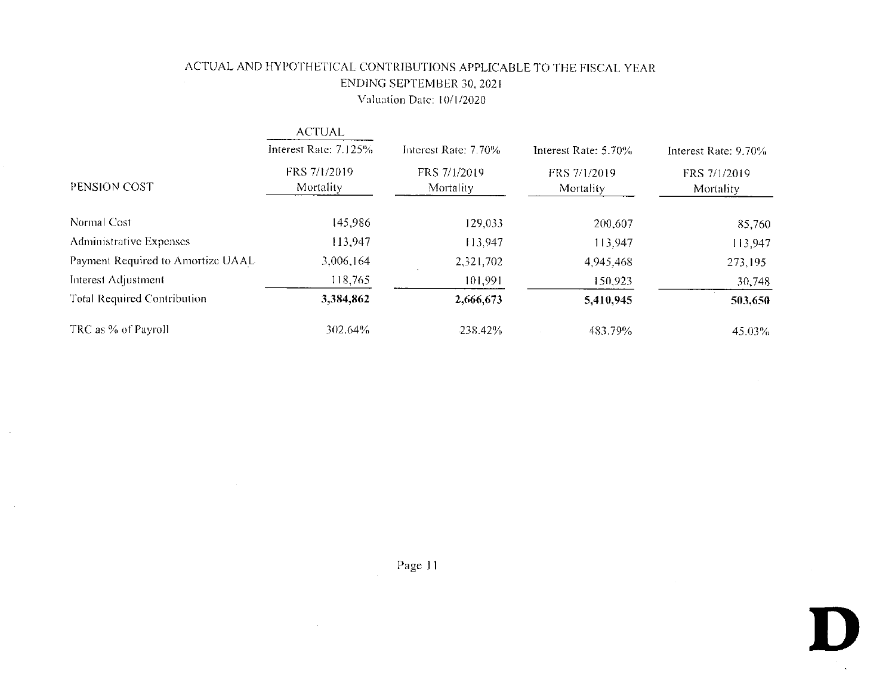# ACTUAL AND HYPOTHETICAL CONTRIBUTIONS APPLICABLE TO THE FISCAL YEAR ENDING SEPTEMBER 30, 2021

Valuation Date: 10/1/2020

| | ACTUAL | | | |
|---|---|---|---|---|
| | Interest Rate: 7.125% | Interest Rate: 7.70% | Interest Rate: 5.70% | Interest Rate: 9.70% |
| PENSION COST | FRS 7/1/2019 Mortality | FRS 7/1/2019 Mortality | FRS 7/1/2019 Mortality | FRS 7/1/2019 Mortality |
| Normal Cost | 145,986 | 129,033 | 200,607 | 85,760 |
| Administrative Expenses | 113,947 | 113,947 | 113,947 | 113,947 |
| Payment Required to Amortize UAAL | 3,006,164 | 2,321,702 | 4,945,468 | 273,195 |
| Interest Adjustment | 118,765 | 101,991 | 150,923 | 30,748 |
| **Total Required Contribution** | **3,384,862** | **2,666,673** | **5,410,945** | **503,650** |
| TRC as % of Payroll | 302.64% | 238.42% | 483.79% | 45.03% |

**D**